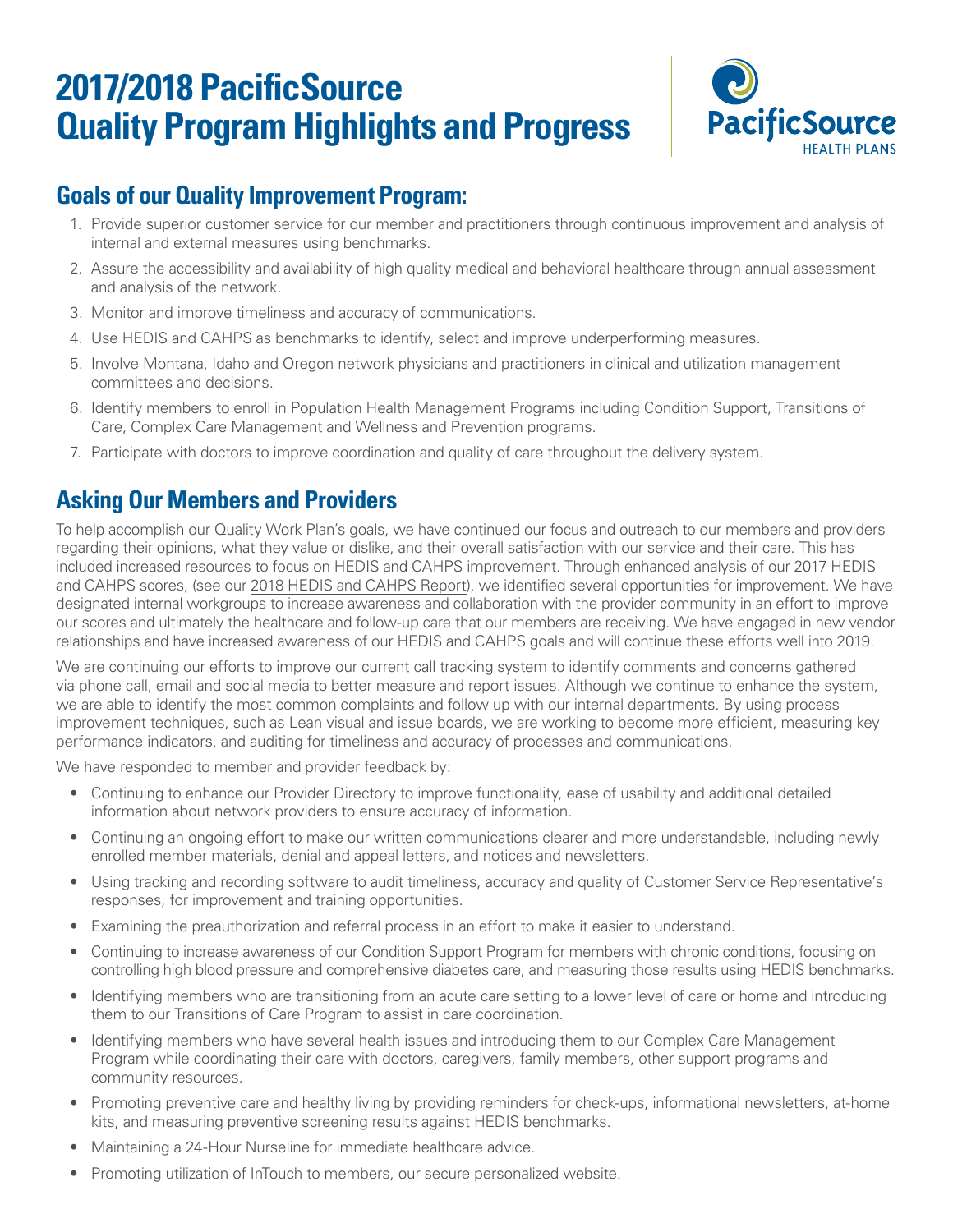# 2017/2018 PacificSource Quality Program Highlights and Progress

## Goals of our Quality Improvement Program:

1. Provide superior customer service for our member and practitioners through continuous improvement and analysis of internal and external measures using benchmarks.
2. Assure the accessibility and availability of high quality medical and behavioral healthcare through annual assessment and analysis of the network.
3. Monitor and improve timeliness and accuracy of communications.
4. Use HEDIS and CAHPS as benchmarks to identify, select and improve underperforming measures.
5. Involve Montana, Idaho and Oregon network physicians and practitioners in clinical and utilization management committees and decisions.
6. Identify members to enroll in Population Health Management Programs including Condition Support, Transitions of Care, Complex Care Management and Wellness and Prevention programs.
7. Participate with doctors to improve coordination and quality of care throughout the delivery system.

## Asking Our Members and Providers

To help accomplish our Quality Work Plan's goals, we have continued our focus and outreach to our members and providers regarding their opinions, what they value or dislike, and their overall satisfaction with our service and their care. This has included increased resources to focus on HEDIS and CAHPS improvement. Through enhanced analysis of our 2017 HEDIS and CAHPS scores, (see our 2018 HEDIS and CAHPS Report), we identified several opportunities for improvement. We have designated internal workgroups to increase awareness and collaboration with the provider community in an effort to improve our scores and ultimately the healthcare and follow-up care that our members are receiving. We have engaged in new vendor relationships and have increased awareness of our HEDIS and CAHPS goals and will continue these efforts well into 2019.

We are continuing our efforts to improve our current call tracking system to identify comments and concerns gathered via phone call, email and social media to better measure and report issues. Although we continue to enhance the system, we are able to identify the most common complaints and follow up with our internal departments. By using process improvement techniques, such as Lean visual and issue boards, we are working to become more efficient, measuring key performance indicators, and auditing for timeliness and accuracy of processes and communications.

We have responded to member and provider feedback by:

- Continuing to enhance our Provider Directory to improve functionality, ease of usability and additional detailed information about network providers to ensure accuracy of information.
- Continuing an ongoing effort to make our written communications clearer and more understandable, including newly enrolled member materials, denial and appeal letters, and notices and newsletters.
- Using tracking and recording software to audit timeliness, accuracy and quality of Customer Service Representative's responses, for improvement and training opportunities.
- Examining the preauthorization and referral process in an effort to make it easier to understand.
- Continuing to increase awareness of our Condition Support Program for members with chronic conditions, focusing on controlling high blood pressure and comprehensive diabetes care, and measuring those results using HEDIS benchmarks.
- Identifying members who are transitioning from an acute care setting to a lower level of care or home and introducing them to our Transitions of Care Program to assist in care coordination.
- Identifying members who have several health issues and introducing them to our Complex Care Management Program while coordinating their care with doctors, caregivers, family members, other support programs and community resources.
- Promoting preventive care and healthy living by providing reminders for check-ups, informational newsletters, at-home kits, and measuring preventive screening results against HEDIS benchmarks.
- Maintaining a 24-Hour Nurseline for immediate healthcare advice.
- Promoting utilization of InTouch to members, our secure personalized website.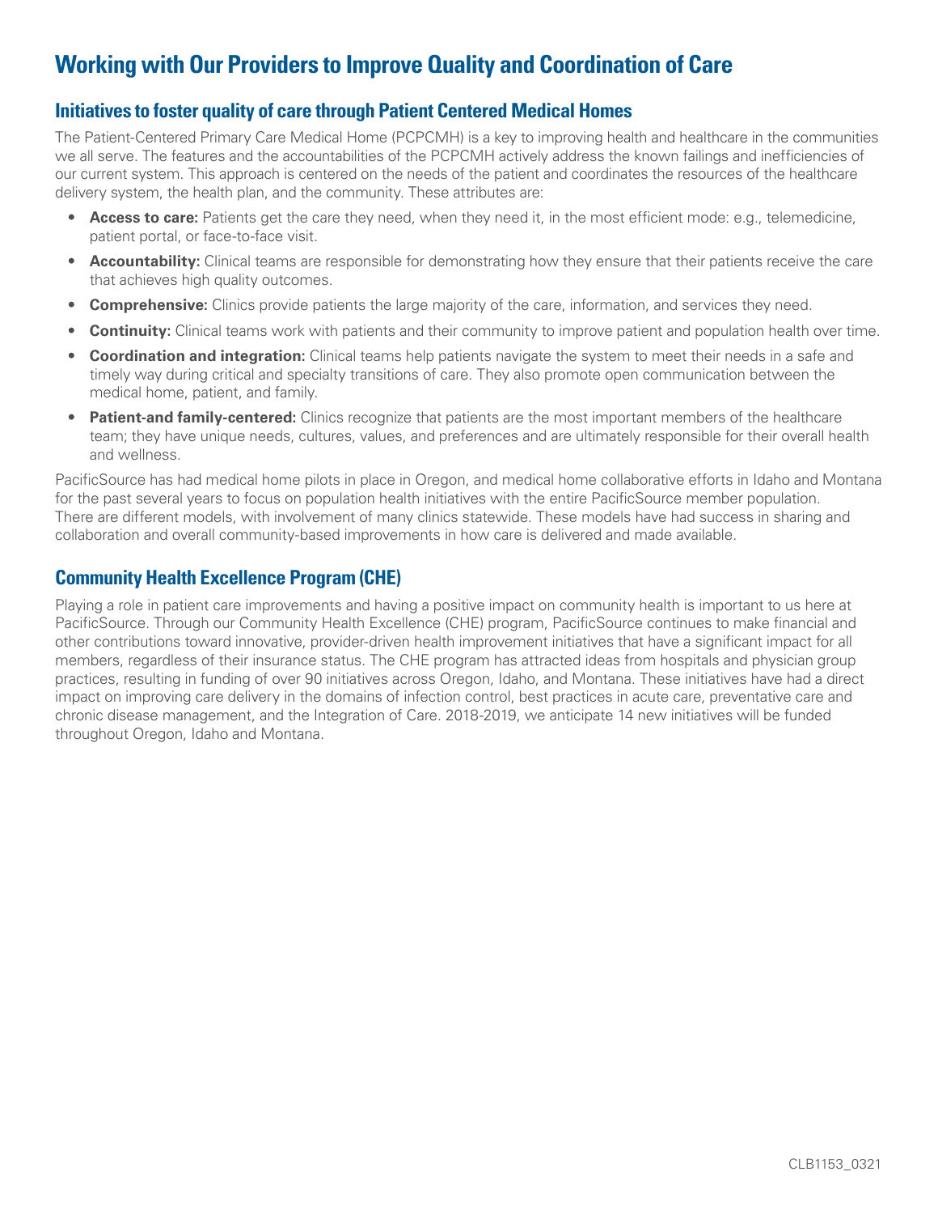# Working with Our Providers to Improve Quality and Coordination of Care

## Initiatives to foster quality of care through Patient Centered Medical Homes

The Patient-Centered Primary Care Medical Home (PCPCMH) is a key to improving health and healthcare in the communities we all serve. The features and the accountabilities of the PCPCMH actively address the known failings and inefficiencies of our current system. This approach is centered on the needs of the patient and coordinates the resources of the healthcare delivery system, the health plan, and the community. These attributes are:

- **Access to care:** Patients get the care they need, when they need it, in the most efficient mode: e.g., telemedicine, patient portal, or face-to-face visit.
- **Accountability:** Clinical teams are responsible for demonstrating how they ensure that their patients receive the care that achieves high quality outcomes.
- **Comprehensive:** Clinics provide patients the large majority of the care, information, and services they need.
- **Continuity:** Clinical teams work with patients and their community to improve patient and population health over time.
- **Coordination and integration:** Clinical teams help patients navigate the system to meet their needs in a safe and timely way during critical and specialty transitions of care. They also promote open communication between the medical home, patient, and family.
- **Patient-and family-centered:** Clinics recognize that patients are the most important members of the healthcare team; they have unique needs, cultures, values, and preferences and are ultimately responsible for their overall health and wellness.

PacificSource has had medical home pilots in place in Oregon, and medical home collaborative efforts in Idaho and Montana for the past several years to focus on population health initiatives with the entire PacificSource member population. There are different models, with involvement of many clinics statewide. These models have had success in sharing and collaboration and overall community-based improvements in how care is delivered and made available.

## Community Health Excellence Program (CHE)

Playing a role in patient care improvements and having a positive impact on community health is important to us here at PacificSource. Through our Community Health Excellence (CHE) program, PacificSource continues to make financial and other contributions toward innovative, provider-driven health improvement initiatives that have a significant impact for all members, regardless of their insurance status. The CHE program has attracted ideas from hospitals and physician group practices, resulting in funding of over 90 initiatives across Oregon, Idaho, and Montana. These initiatives have had a direct impact on improving care delivery in the domains of infection control, best practices in acute care, preventative care and chronic disease management, and the Integration of Care. 2018-2019, we anticipate 14 new initiatives will be funded throughout Oregon, Idaho and Montana.

CLB1153_0321